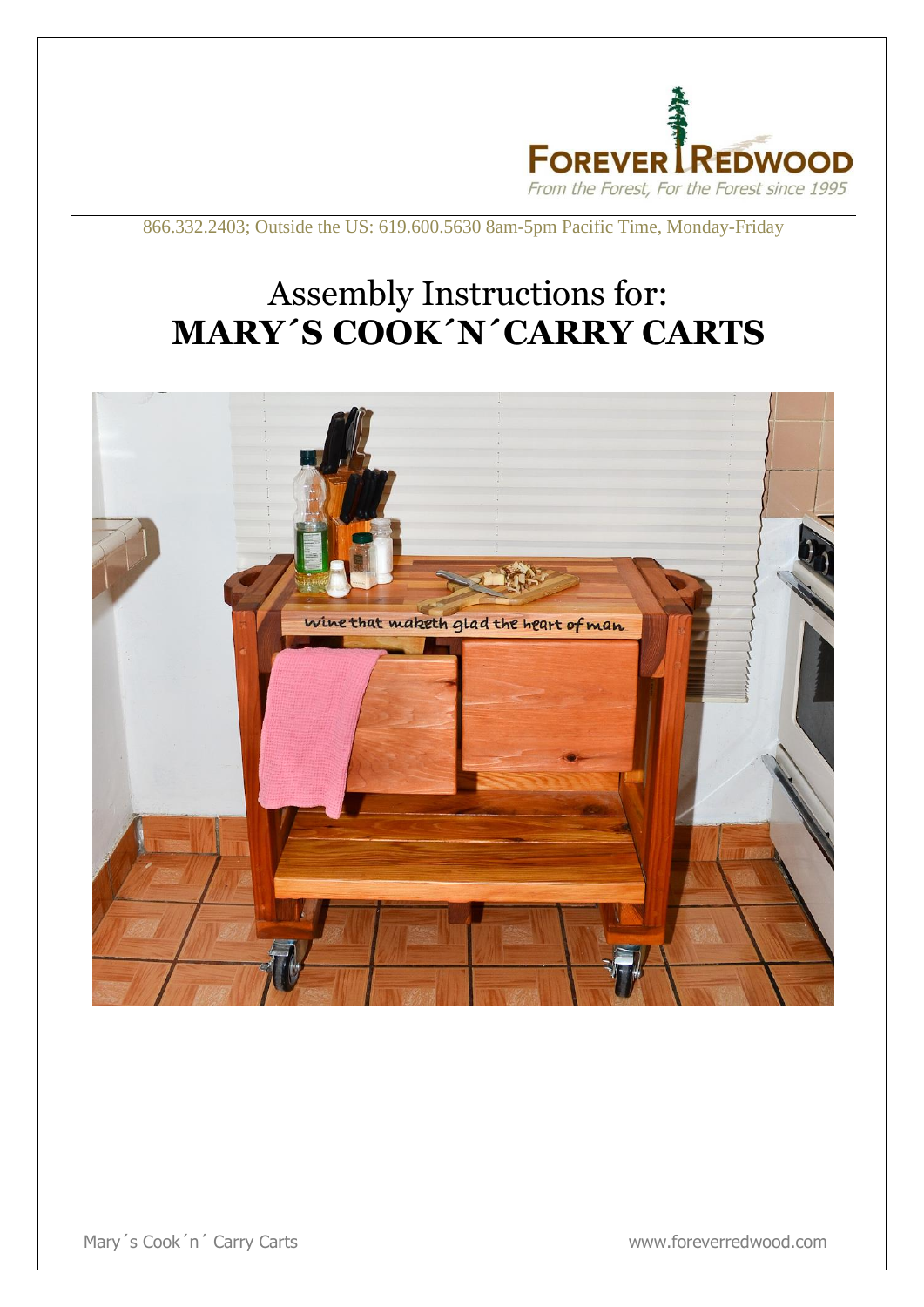866.332.2403; Outside the US: 619.600.5630 8am-5pm Pacific Time, Monday-Friday

# Assembly Instructions for:
# **MARY´S COOK´N´CARRY CARTS**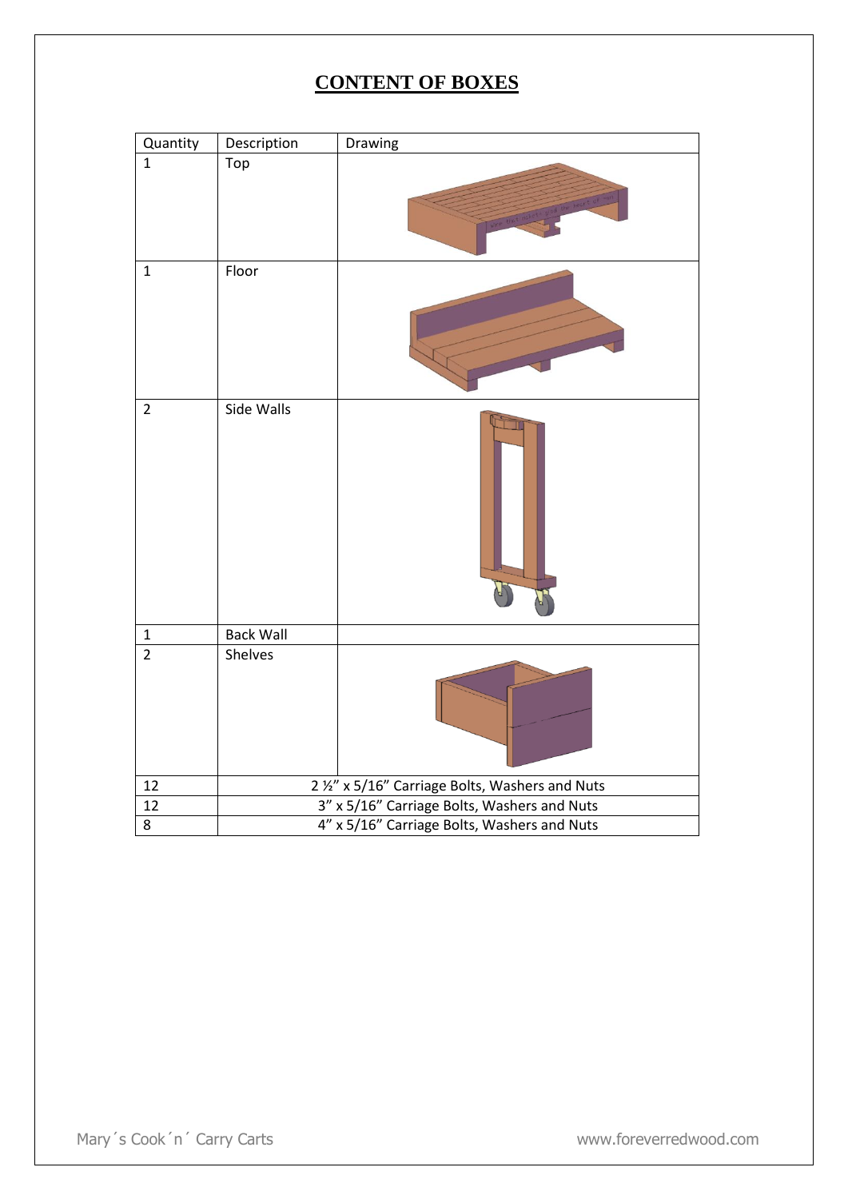# CONTENT OF BOXES

| Quantity | Description | Drawing |
|---|---|---|
| 1 | Top | |
| 1 | Floor | |
| 2 | Side Walls | |
| 1 | Back Wall | |
| 2 | Shelves | |
| 12 | 2 ½" x 5/16" Carriage Bolts, Washers and Nuts | |
| 12 | 3" x 5/16" Carriage Bolts, Washers and Nuts | |
| 8 | 4" x 5/16" Carriage Bolts, Washers and Nuts | |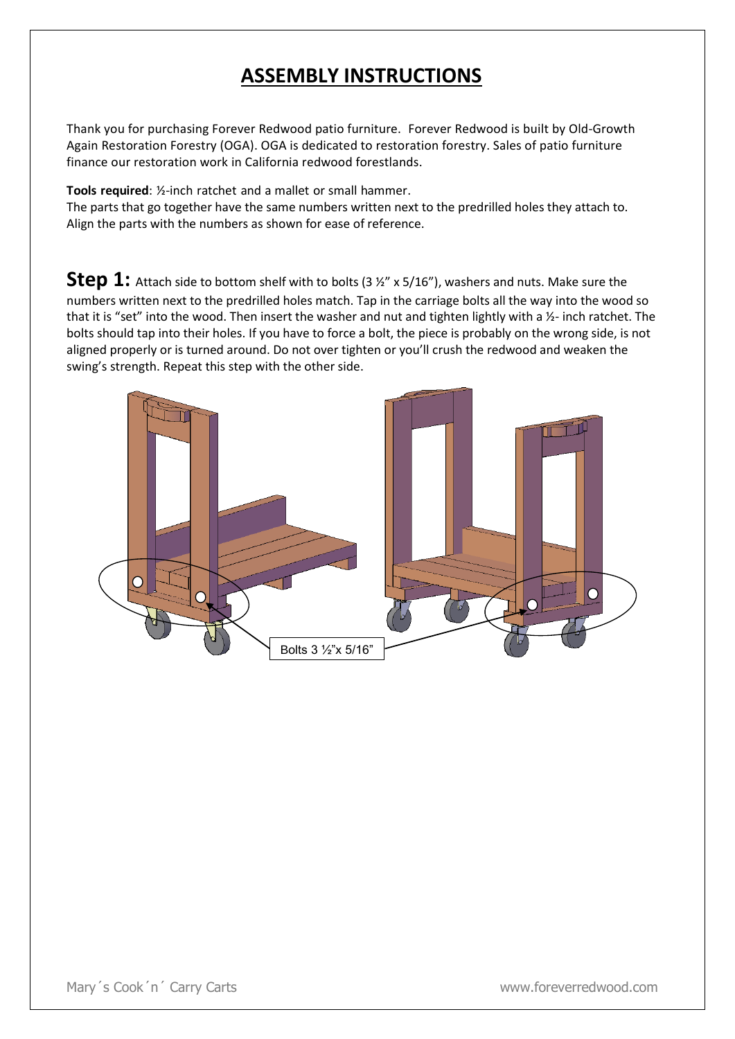# ASSEMBLY INSTRUCTIONS

Thank you for purchasing Forever Redwood patio furniture. Forever Redwood is built by Old-Growth Again Restoration Forestry (OGA). OGA is dedicated to restoration forestry. Sales of patio furniture finance our restoration work in California redwood forestlands.

**Tools required**: ½-inch ratchet and a mallet or small hammer.
The parts that go together have the same numbers written next to the predrilled holes they attach to. Align the parts with the numbers as shown for ease of reference.

**Step 1:** Attach side to bottom shelf with to bolts (3 ½" x 5/16"), washers and nuts. Make sure the numbers written next to the predrilled holes match. Tap in the carriage bolts all the way into the wood so that it is "set" into the wood. Then insert the washer and nut and tighten lightly with a ½- inch ratchet. The bolts should tap into their holes. If you have to force a bolt, the piece is probably on the wrong side, is not aligned properly or is turned around. Do not over tighten or you'll crush the redwood and weaken the swing's strength. Repeat this step with the other side.

Bolts 3 ½"x 5/16"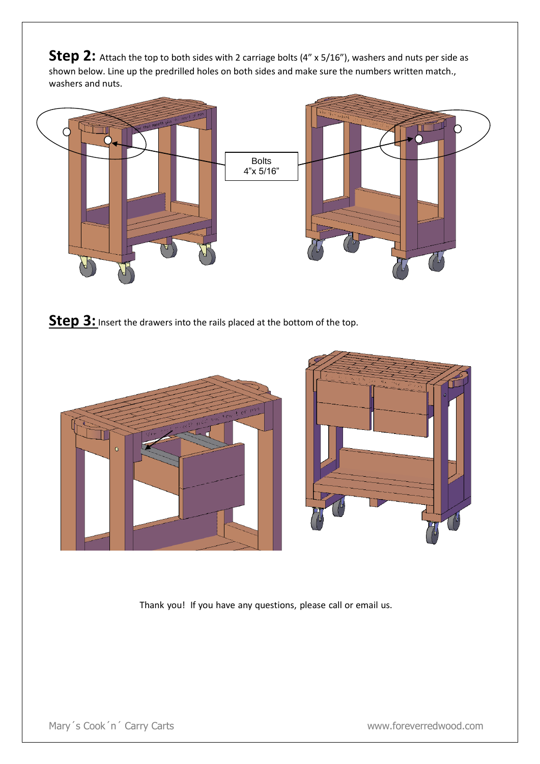**Step 2:** Attach the top to both sides with 2 carriage bolts (4" x 5/16"), washers and nuts per side as shown below. Line up the predrilled holes on both sides and make sure the numbers written match., washers and nuts.

Bolts
4"x 5/16"

**Step 3:** Insert the drawers into the rails placed at the bottom of the top.

Thank you! If you have any questions, please call or email us.